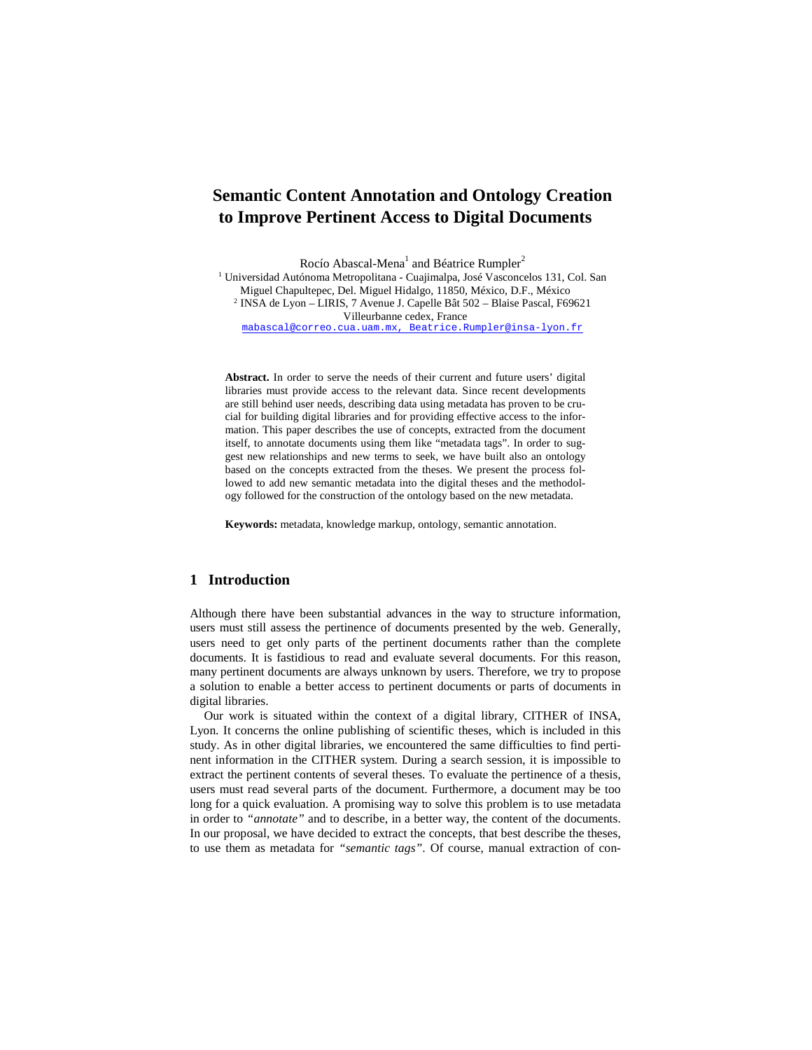# Semantic Content Annotation and Ontology Creation to Improve Pertinent Access to Digital Documents

Rocío Abascal-Mena[1] and Béatrice Rumpler[2]

[1] Universidad Autónoma Metropolitana - Cuajimalpa, José Vasconcelos 131, Col. San Miguel Chapultepec, Del. Miguel Hidalgo, 11850, México, D.F., México

[2] INSA de Lyon – LIRIS, 7 Avenue J. Capelle Bât 502 – Blaise Pascal, F69621 Villeurbanne cedex, France

mabascal@correo.cua.uam.mx, Beatrice.Rumpler@insa-lyon.fr

**Abstract.** In order to serve the needs of their current and future users' digital libraries must provide access to the relevant data. Since recent developments are still behind user needs, describing data using metadata has proven to be crucial for building digital libraries and for providing effective access to the information. This paper describes the use of concepts, extracted from the document itself, to annotate documents using them like "metadata tags". In order to suggest new relationships and new terms to seek, we have built also an ontology based on the concepts extracted from the theses. We present the process followed to add new semantic metadata into the digital theses and the methodology followed for the construction of the ontology based on the new metadata.

**Keywords:** metadata, knowledge markup, ontology, semantic annotation.

## 1 Introduction

Although there have been substantial advances in the way to structure information, users must still assess the pertinence of documents presented by the web. Generally, users need to get only parts of the pertinent documents rather than the complete documents. It is fastidious to read and evaluate several documents. For this reason, many pertinent documents are always unknown by users. Therefore, we try to propose a solution to enable a better access to pertinent documents or parts of documents in digital libraries.

Our work is situated within the context of a digital library, CITHER of INSA, Lyon. It concerns the online publishing of scientific theses, which is included in this study. As in other digital libraries, we encountered the same difficulties to find pertinent information in the CITHER system. During a search session, it is impossible to extract the pertinent contents of several theses. To evaluate the pertinence of a thesis, users must read several parts of the document. Furthermore, a document may be too long for a quick evaluation. A promising way to solve this problem is to use metadata in order to *"annotate"* and to describe, in a better way, the content of the documents. In our proposal, we have decided to extract the concepts, that best describe the theses, to use them as metadata for *"semantic tags"*. Of course, manual extraction of con-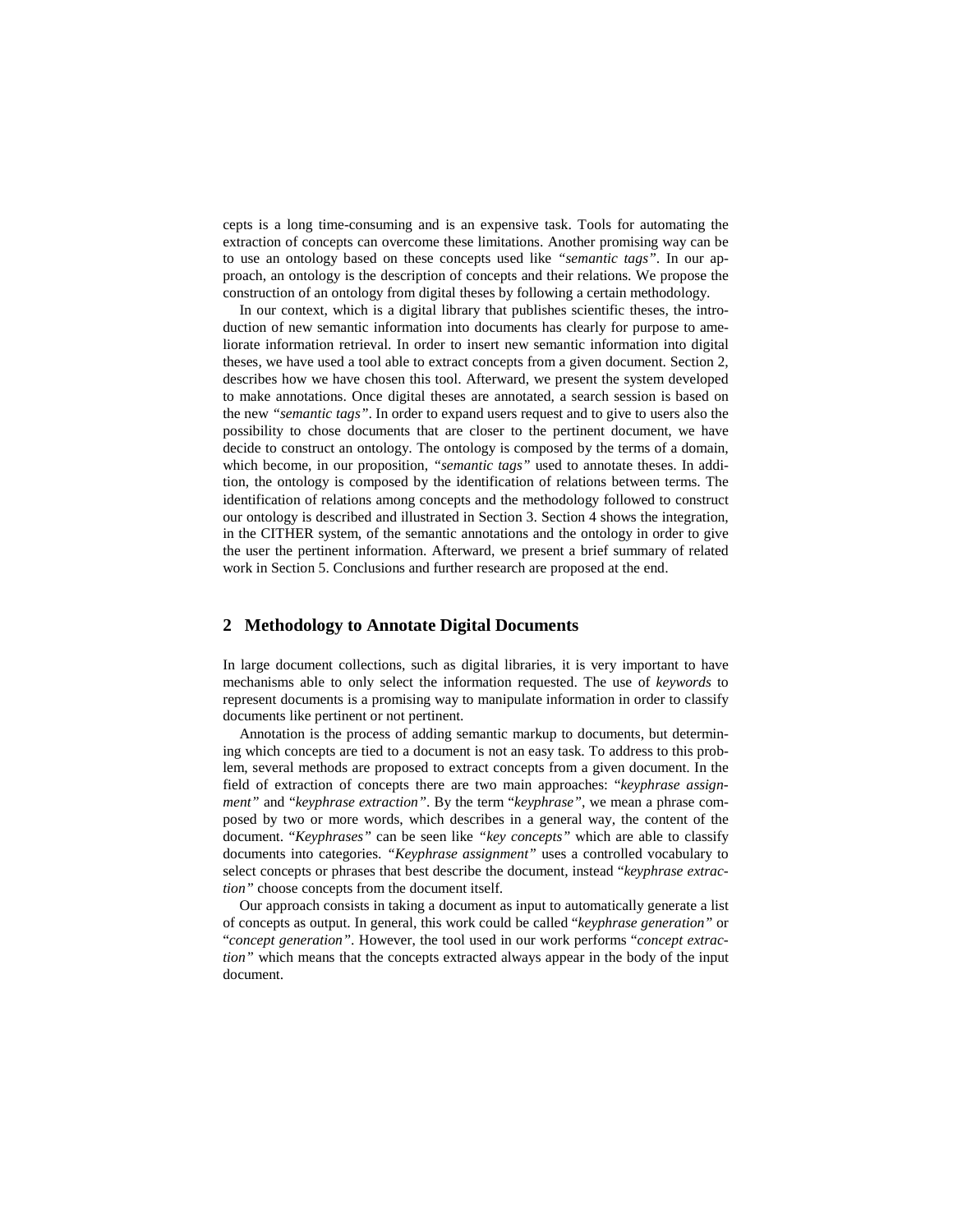cepts is a long time-consuming and is an expensive task. Tools for automating the extraction of concepts can overcome these limitations. Another promising way can be to use an ontology based on these concepts used like *"semantic tags"*. In our approach, an ontology is the description of concepts and their relations. We propose the construction of an ontology from digital theses by following a certain methodology.

In our context, which is a digital library that publishes scientific theses, the introduction of new semantic information into documents has clearly for purpose to ameliorate information retrieval. In order to insert new semantic information into digital theses, we have used a tool able to extract concepts from a given document. Section 2, describes how we have chosen this tool. Afterward, we present the system developed to make annotations. Once digital theses are annotated, a search session is based on the new *"semantic tags"*. In order to expand users request and to give to users also the possibility to chose documents that are closer to the pertinent document, we have decide to construct an ontology. The ontology is composed by the terms of a domain, which become, in our proposition, *"semantic tags"* used to annotate theses. In addition, the ontology is composed by the identification of relations between terms. The identification of relations among concepts and the methodology followed to construct our ontology is described and illustrated in Section 3. Section 4 shows the integration, in the CITHER system, of the semantic annotations and the ontology in order to give the user the pertinent information. Afterward, we present a brief summary of related work in Section 5. Conclusions and further research are proposed at the end.

## 2 Methodology to Annotate Digital Documents

In large document collections, such as digital libraries, it is very important to have mechanisms able to only select the information requested. The use of *keywords* to represent documents is a promising way to manipulate information in order to classify documents like pertinent or not pertinent.

Annotation is the process of adding semantic markup to documents, but determining which concepts are tied to a document is not an easy task. To address to this problem, several methods are proposed to extract concepts from a given document. In the field of extraction of concepts there are two main approaches: "*keyphrase assignment"* and "*keyphrase extraction"*. By the term "*keyphrase"*, we mean a phrase composed by two or more words, which describes in a general way, the content of the document. "*Keyphrases"* can be seen like *"key concepts"* which are able to classify documents into categories. *"Keyphrase assignment"* uses a controlled vocabulary to select concepts or phrases that best describe the document, instead "*keyphrase extraction"* choose concepts from the document itself.

Our approach consists in taking a document as input to automatically generate a list of concepts as output. In general, this work could be called "*keyphrase generation"* or "*concept generation"*. However, the tool used in our work performs "*concept extraction"* which means that the concepts extracted always appear in the body of the input document.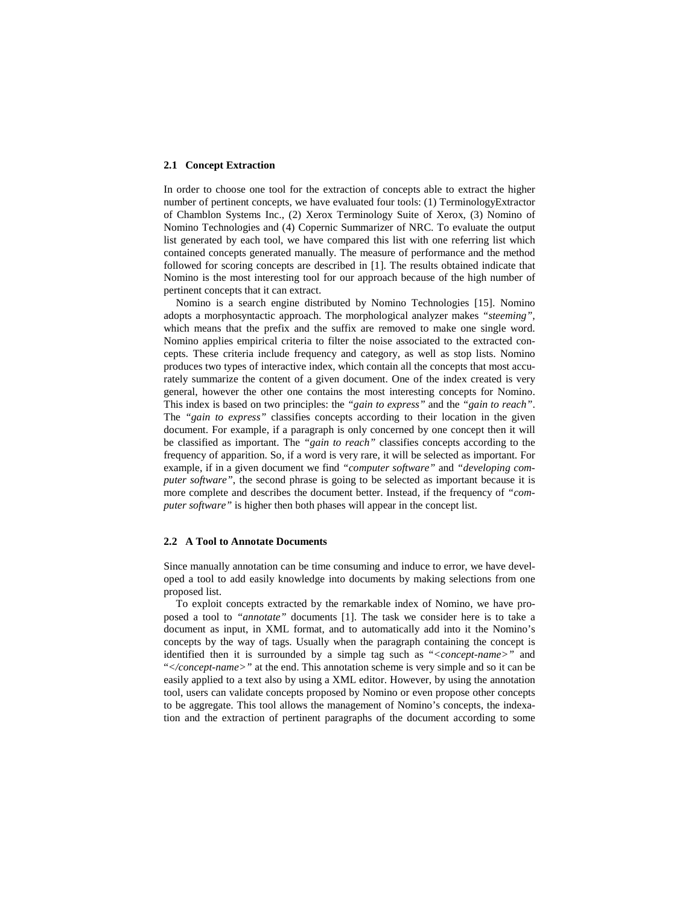### 2.1 Concept Extraction

In order to choose one tool for the extraction of concepts able to extract the higher number of pertinent concepts, we have evaluated four tools: (1) TerminologyExtractor of Chamblon Systems Inc., (2) Xerox Terminology Suite of Xerox, (3) Nomino of Nomino Technologies and (4) Copernic Summarizer of NRC. To evaluate the output list generated by each tool, we have compared this list with one referring list which contained concepts generated manually. The measure of performance and the method followed for scoring concepts are described in [1]. The results obtained indicate that Nomino is the most interesting tool for our approach because of the high number of pertinent concepts that it can extract.

Nomino is a search engine distributed by Nomino Technologies [15]. Nomino adopts a morphosyntactic approach. The morphological analyzer makes *"steeming"*, which means that the prefix and the suffix are removed to make one single word. Nomino applies empirical criteria to filter the noise associated to the extracted concepts. These criteria include frequency and category, as well as stop lists. Nomino produces two types of interactive index, which contain all the concepts that most accurately summarize the content of a given document. One of the index created is very general, however the other one contains the most interesting concepts for Nomino. This index is based on two principles: the *"gain to express"* and the *"gain to reach"*. The *"gain to express"* classifies concepts according to their location in the given document. For example, if a paragraph is only concerned by one concept then it will be classified as important. The *"gain to reach"* classifies concepts according to the frequency of apparition. So, if a word is very rare, it will be selected as important. For example, if in a given document we find *"computer software"* and *"developing computer software"*, the second phrase is going to be selected as important because it is more complete and describes the document better. Instead, if the frequency of *"computer software"* is higher then both phases will appear in the concept list.

### 2.2 A Tool to Annotate Documents

Since manually annotation can be time consuming and induce to error, we have developed a tool to add easily knowledge into documents by making selections from one proposed list.

To exploit concepts extracted by the remarkable index of Nomino, we have proposed a tool to *"annotate"* documents [1]. The task we consider here is to take a document as input, in XML format, and to automatically add into it the Nomino's concepts by the way of tags. Usually when the paragraph containing the concept is identified then it is surrounded by a simple tag such as "*<concept-name>*" and "*</concept-name>*" at the end. This annotation scheme is very simple and so it can be easily applied to a text also by using a XML editor. However, by using the annotation tool, users can validate concepts proposed by Nomino or even propose other concepts to be aggregate. This tool allows the management of Nomino's concepts, the indexation and the extraction of pertinent paragraphs of the document according to some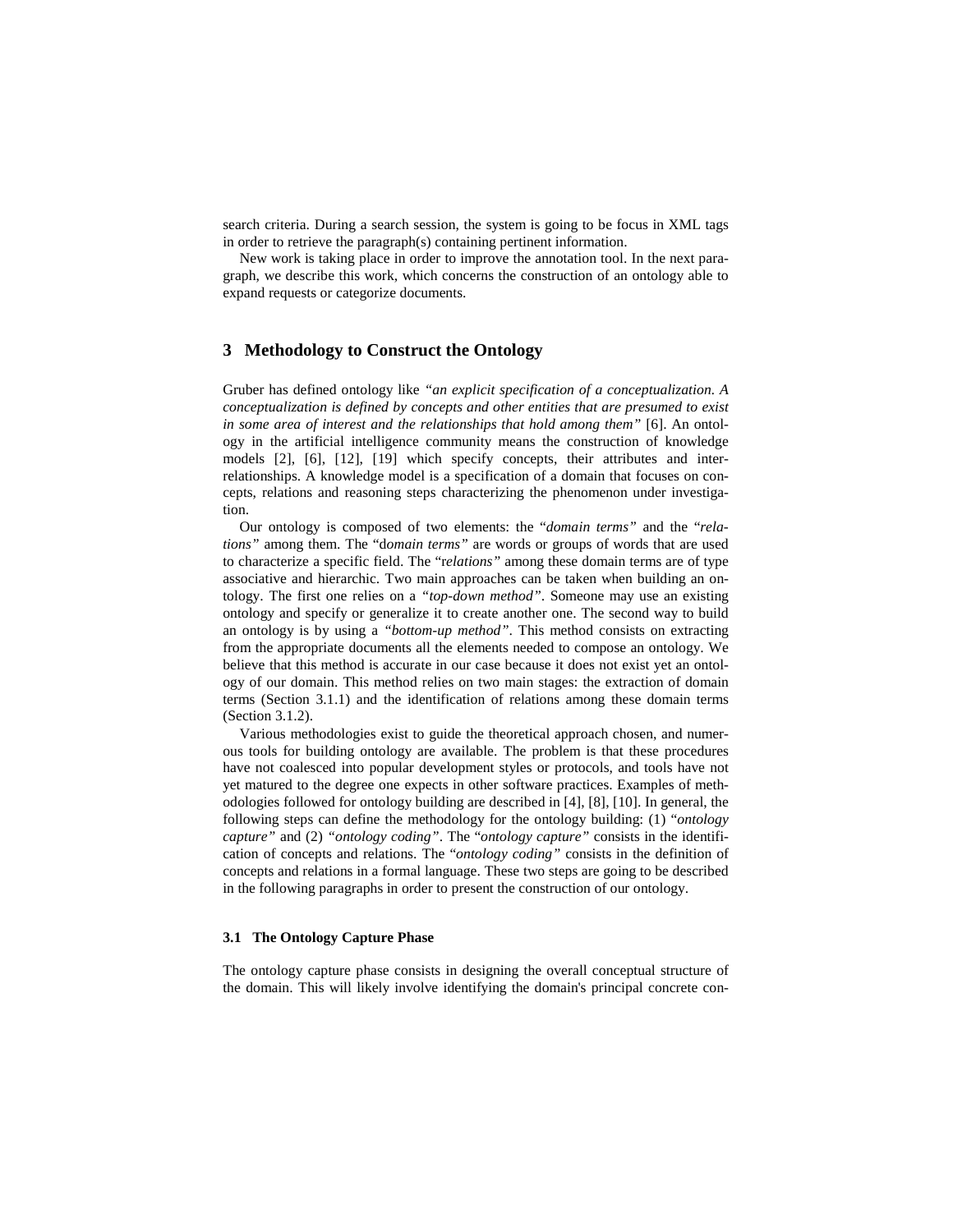search criteria. During a search session, the system is going to be focus in XML tags in order to retrieve the paragraph(s) containing pertinent information.

New work is taking place in order to improve the annotation tool. In the next paragraph, we describe this work, which concerns the construction of an ontology able to expand requests or categorize documents.

## 3 Methodology to Construct the Ontology

Gruber has defined ontology like *"an explicit specification of a conceptualization. A conceptualization is defined by concepts and other entities that are presumed to exist in some area of interest and the relationships that hold among them"* [6]. An ontology in the artificial intelligence community means the construction of knowledge models [2], [6], [12], [19] which specify concepts, their attributes and inter-relationships. A knowledge model is a specification of a domain that focuses on concepts, relations and reasoning steps characterizing the phenomenon under investigation.

Our ontology is composed of two elements: the "*domain terms"* and the "*relations"* among them. The "d*omain terms"* are words or groups of words that are used to characterize a specific field. The "r*elations"* among these domain terms are of type associative and hierarchic. Two main approaches can be taken when building an ontology. The first one relies on a *"top-down method"*. Someone may use an existing ontology and specify or generalize it to create another one. The second way to build an ontology is by using a *"bottom-up method"*. This method consists on extracting from the appropriate documents all the elements needed to compose an ontology. We believe that this method is accurate in our case because it does not exist yet an ontology of our domain. This method relies on two main stages: the extraction of domain terms (Section 3.1.1) and the identification of relations among these domain terms (Section 3.1.2).

Various methodologies exist to guide the theoretical approach chosen, and numerous tools for building ontology are available. The problem is that these procedures have not coalesced into popular development styles or protocols, and tools have not yet matured to the degree one expects in other software practices. Examples of methodologies followed for ontology building are described in [4], [8], [10]. In general, the following steps can define the methodology for the ontology building: (1) "*ontology capture"* and (2) *"ontology coding"*. The "*ontology capture"* consists in the identification of concepts and relations. The "*ontology coding"* consists in the definition of concepts and relations in a formal language. These two steps are going to be described in the following paragraphs in order to present the construction of our ontology.

### 3.1 The Ontology Capture Phase

The ontology capture phase consists in designing the overall conceptual structure of the domain. This will likely involve identifying the domain's principal concrete con-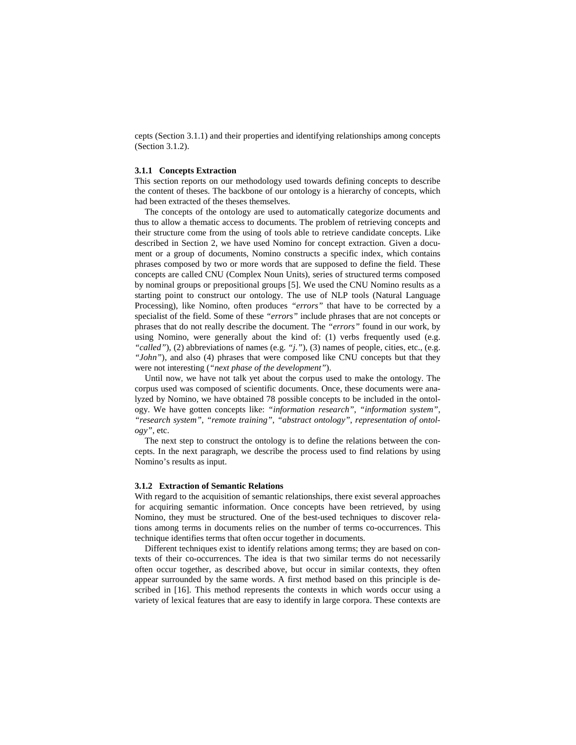cepts (Section 3.1.1) and their properties and identifying relationships among concepts (Section 3.1.2).

### 3.1.1 Concepts Extraction

This section reports on our methodology used towards defining concepts to describe the content of theses. The backbone of our ontology is a hierarchy of concepts, which had been extracted of the theses themselves.

The concepts of the ontology are used to automatically categorize documents and thus to allow a thematic access to documents. The problem of retrieving concepts and their structure come from the using of tools able to retrieve candidate concepts. Like described in Section 2, we have used Nomino for concept extraction. Given a document or a group of documents, Nomino constructs a specific index, which contains phrases composed by two or more words that are supposed to define the field. These concepts are called CNU (Complex Noun Units), series of structured terms composed by nominal groups or prepositional groups [5]. We used the CNU Nomino results as a starting point to construct our ontology. The use of NLP tools (Natural Language Processing), like Nomino, often produces *"errors"* that have to be corrected by a specialist of the field. Some of these *"errors"* include phrases that are not concepts or phrases that do not really describe the document. The *"errors"* found in our work, by using Nomino, were generally about the kind of: (1) verbs frequently used (e.g. *"called"*), (2) abbreviations of names (e.g. *"j."*), (3) names of people, cities, etc., (e.g. *"John"*), and also (4) phrases that were composed like CNU concepts but that they were not interesting (*"next phase of the development"*).

Until now, we have not talk yet about the corpus used to make the ontology. The corpus used was composed of scientific documents. Once, these documents were analyzed by Nomino, we have obtained 78 possible concepts to be included in the ontology. We have gotten concepts like: *"information research"*, *"information system"*, *"research system"*, *"remote training"*, *"abstract ontology"*, *representation of ontology"*, etc.

The next step to construct the ontology is to define the relations between the concepts. In the next paragraph, we describe the process used to find relations by using Nomino's results as input.

### 3.1.2 Extraction of Semantic Relations

With regard to the acquisition of semantic relationships, there exist several approaches for acquiring semantic information. Once concepts have been retrieved, by using Nomino, they must be structured. One of the best-used techniques to discover relations among terms in documents relies on the number of terms co-occurrences. This technique identifies terms that often occur together in documents.

Different techniques exist to identify relations among terms; they are based on contexts of their co-occurrences. The idea is that two similar terms do not necessarily often occur together, as described above, but occur in similar contexts, they often appear surrounded by the same words. A first method based on this principle is described in [16]. This method represents the contexts in which words occur using a variety of lexical features that are easy to identify in large corpora. These contexts are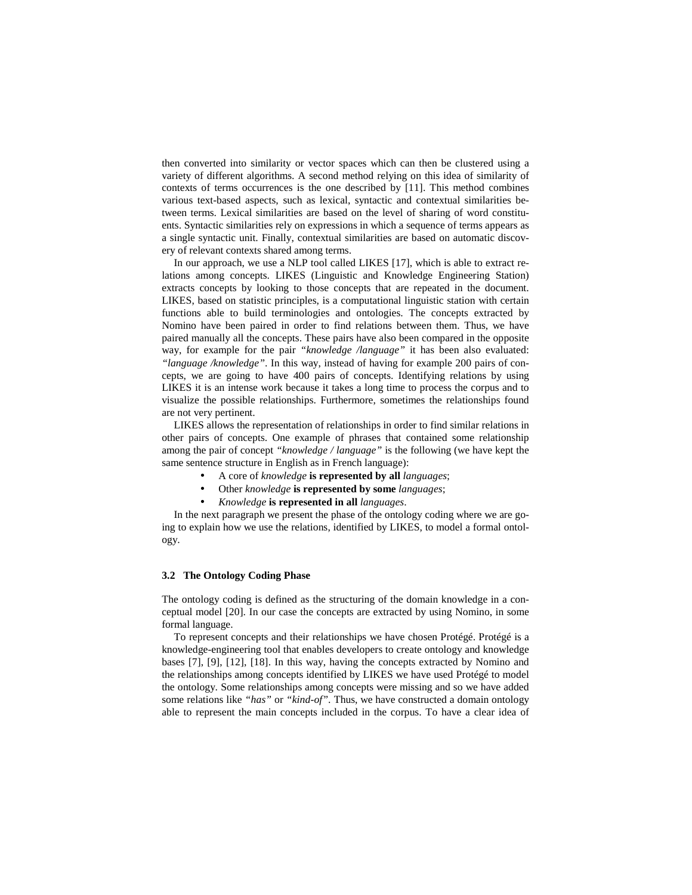then converted into similarity or vector spaces which can then be clustered using a variety of different algorithms. A second method relying on this idea of similarity of contexts of terms occurrences is the one described by [11]. This method combines various text-based aspects, such as lexical, syntactic and contextual similarities between terms. Lexical similarities are based on the level of sharing of word constituents. Syntactic similarities rely on expressions in which a sequence of terms appears as a single syntactic unit. Finally, contextual similarities are based on automatic discovery of relevant contexts shared among terms.

In our approach, we use a NLP tool called LIKES [17], which is able to extract relations among concepts. LIKES (Linguistic and Knowledge Engineering Station) extracts concepts by looking to those concepts that are repeated in the document. LIKES, based on statistic principles, is a computational linguistic station with certain functions able to build terminologies and ontologies. The concepts extracted by Nomino have been paired in order to find relations between them. Thus, we have paired manually all the concepts. These pairs have also been compared in the opposite way, for example for the pair *"knowledge /language"* it has been also evaluated: *"language /knowledge"*. In this way, instead of having for example 200 pairs of concepts, we are going to have 400 pairs of concepts. Identifying relations by using LIKES it is an intense work because it takes a long time to process the corpus and to visualize the possible relationships. Furthermore, sometimes the relationships found are not very pertinent.

LIKES allows the representation of relationships in order to find similar relations in other pairs of concepts. One example of phrases that contained some relationship among the pair of concept *"knowledge / language"* is the following (we have kept the same sentence structure in English as in French language):

- A core of *knowledge* **is represented by all** *languages*;
- Other *knowledge* **is represented by some** *languages*;
- *Knowledge* **is represented in all** *languages*.

In the next paragraph we present the phase of the ontology coding where we are going to explain how we use the relations, identified by LIKES, to model a formal ontology.

### 3.2 The Ontology Coding Phase

The ontology coding is defined as the structuring of the domain knowledge in a conceptual model [20]. In our case the concepts are extracted by using Nomino, in some formal language.

To represent concepts and their relationships we have chosen Protégé. Protégé is a knowledge-engineering tool that enables developers to create ontology and knowledge bases [7], [9], [12], [18]. In this way, having the concepts extracted by Nomino and the relationships among concepts identified by LIKES we have used Protégé to model the ontology. Some relationships among concepts were missing and so we have added some relations like *"has"* or *"kind-of"*. Thus, we have constructed a domain ontology able to represent the main concepts included in the corpus. To have a clear idea of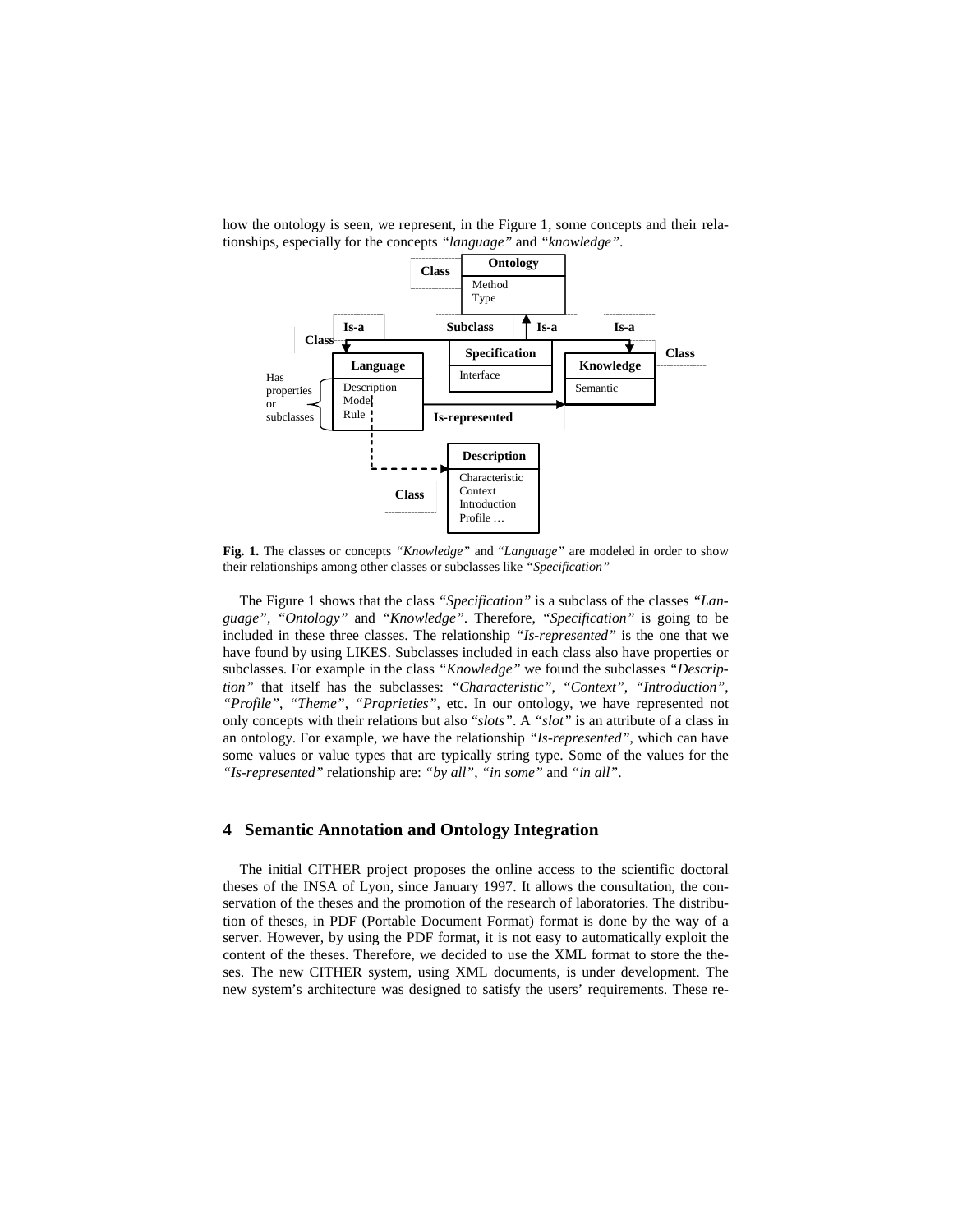how the ontology is seen, we represent, in the Figure 1, some concepts and their relationships, especially for the concepts *"language"* and *"knowledge"*.

**Fig. 1.** The classes or concepts *"Knowledge"* and *"Language"* are modeled in order to show their relationships among other classes or subclasses like *"Specification"*

The Figure 1 shows that the class *"Specification"* is a subclass of the classes *"Language"*, *"Ontology"* and *"Knowledge"*. Therefore, *"Specification"* is going to be included in these three classes. The relationship *"Is-represented"* is the one that we have found by using LIKES. Subclasses included in each class also have properties or subclasses. For example in the class *"Knowledge"* we found the subclasses *"Description"* that itself has the subclasses: *"Characteristic"*, *"Context"*, *"Introduction"*, *"Profile"*, *"Theme"*, *"Proprieties"*, etc. In our ontology, we have represented not only concepts with their relations but also "*slots"*. A *"slot"* is an attribute of a class in an ontology. For example, we have the relationship *"Is-represented"*, which can have some values or value types that are typically string type. Some of the values for the *"Is-represented"* relationship are: *"by all"*, *"in some"* and *"in all"*.

## 4 Semantic Annotation and Ontology Integration

The initial CITHER project proposes the online access to the scientific doctoral theses of the INSA of Lyon, since January 1997. It allows the consultation, the conservation of the theses and the promotion of the research of laboratories. The distribution of theses, in PDF (Portable Document Format) format is done by the way of a server. However, by using the PDF format, it is not easy to automatically exploit the content of the theses. Therefore, we decided to use the XML format to store the theses. The new CITHER system, using XML documents, is under development. The new system's architecture was designed to satisfy the users' requirements. These re-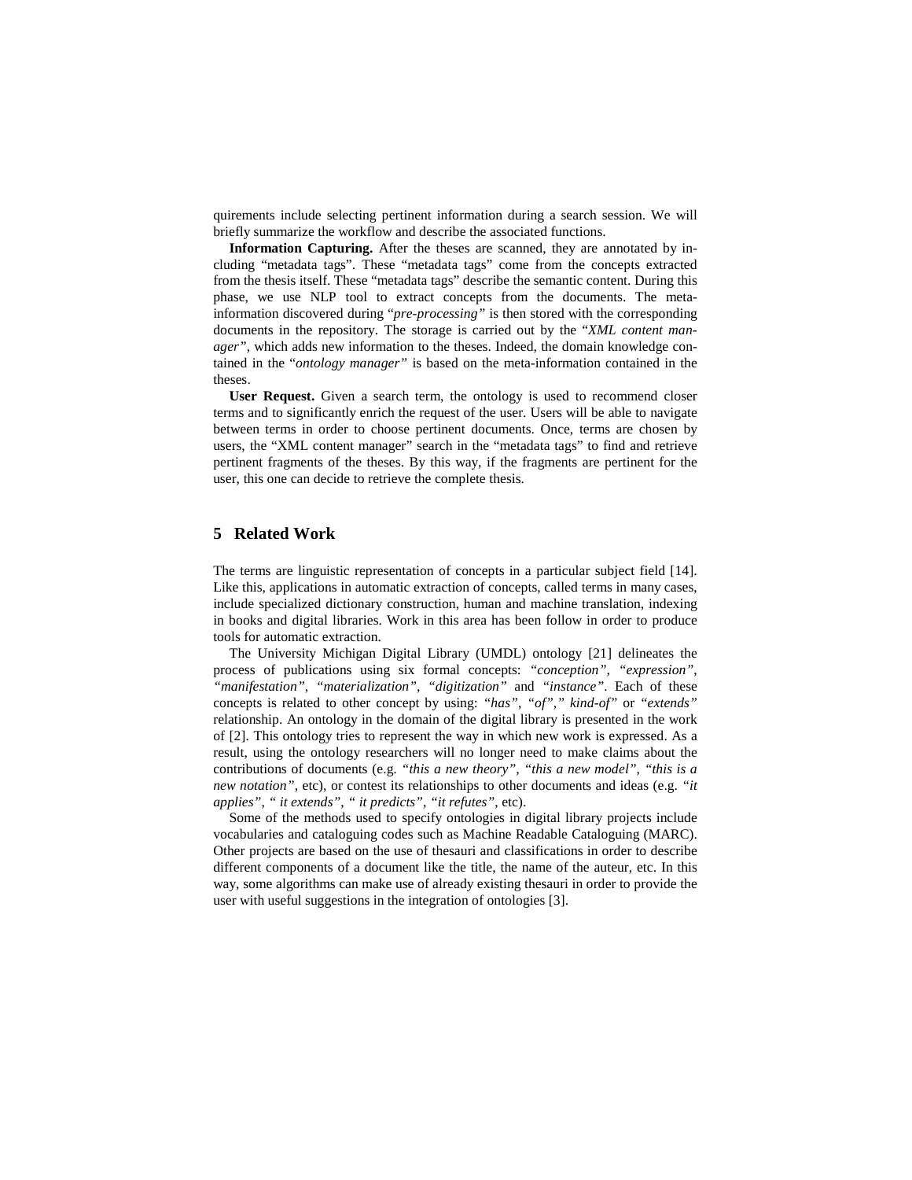quirements include selecting pertinent information during a search session. We will briefly summarize the workflow and describe the associated functions.

**Information Capturing.** After the theses are scanned, they are annotated by including "metadata tags". These "metadata tags" come from the concepts extracted from the thesis itself. These "metadata tags" describe the semantic content. During this phase, we use NLP tool to extract concepts from the documents. The meta-information discovered during "*pre-processing"* is then stored with the corresponding documents in the repository. The storage is carried out by the "*XML content manager"*, which adds new information to the theses. Indeed, the domain knowledge contained in the "*ontology manager"* is based on the meta-information contained in the theses.

**User Request.** Given a search term, the ontology is used to recommend closer terms and to significantly enrich the request of the user. Users will be able to navigate between terms in order to choose pertinent documents. Once, terms are chosen by users, the "XML content manager" search in the "metadata tags" to find and retrieve pertinent fragments of the theses. By this way, if the fragments are pertinent for the user, this one can decide to retrieve the complete thesis.

## 5 Related Work

The terms are linguistic representation of concepts in a particular subject field [14]. Like this, applications in automatic extraction of concepts, called terms in many cases, include specialized dictionary construction, human and machine translation, indexing in books and digital libraries. Work in this area has been follow in order to produce tools for automatic extraction.

The University Michigan Digital Library (UMDL) ontology [21] delineates the process of publications using six formal concepts: *"conception"*, *"expression"*, *"manifestation"*, *"materialization"*, *"digitization"* and *"instance"*. Each of these concepts is related to other concept by using: *"has"*, *"of"*,*" kind-of"* or *"extends"* relationship. An ontology in the domain of the digital library is presented in the work of [2]. This ontology tries to represent the way in which new work is expressed. As a result, using the ontology researchers will no longer need to make claims about the contributions of documents (e.g. *"this a new theory"*, *"this a new model"*, *"this is a new notation"*, etc), or contest its relationships to other documents and ideas (e.g. *"it applies"*, *" it extends"*, *" it predicts"*, *"it refutes"*, etc).

Some of the methods used to specify ontologies in digital library projects include vocabularies and cataloguing codes such as Machine Readable Cataloguing (MARC). Other projects are based on the use of thesauri and classifications in order to describe different components of a document like the title, the name of the auteur, etc. In this way, some algorithms can make use of already existing thesauri in order to provide the user with useful suggestions in the integration of ontologies [3].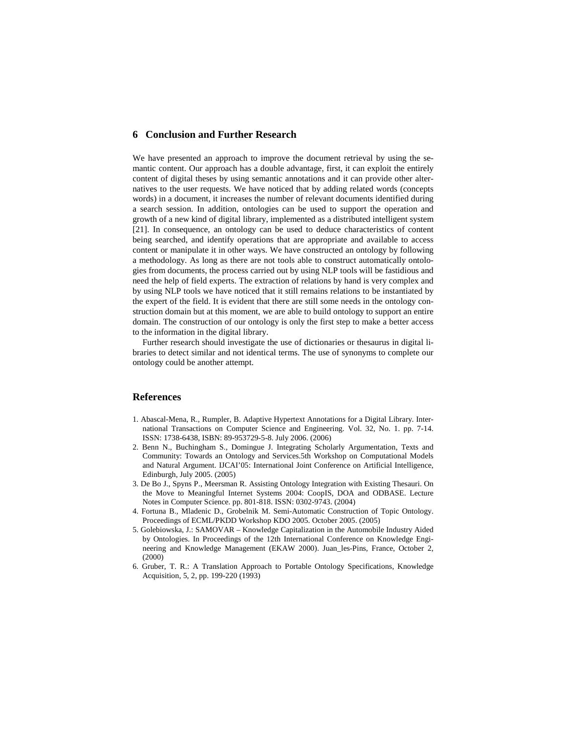## 6 Conclusion and Further Research

We have presented an approach to improve the document retrieval by using the semantic content. Our approach has a double advantage, first, it can exploit the entirely content of digital theses by using semantic annotations and it can provide other alternatives to the user requests. We have noticed that by adding related words (concepts words) in a document, it increases the number of relevant documents identified during a search session. In addition, ontologies can be used to support the operation and growth of a new kind of digital library, implemented as a distributed intelligent system [21]. In consequence, an ontology can be used to deduce characteristics of content being searched, and identify operations that are appropriate and available to access content or manipulate it in other ways. We have constructed an ontology by following a methodology. As long as there are not tools able to construct automatically ontologies from documents, the process carried out by using NLP tools will be fastidious and need the help of field experts. The extraction of relations by hand is very complex and by using NLP tools we have noticed that it still remains relations to be instantiated by the expert of the field. It is evident that there are still some needs in the ontology construction domain but at this moment, we are able to build ontology to support an entire domain. The construction of our ontology is only the first step to make a better access to the information in the digital library.

Further research should investigate the use of dictionaries or thesaurus in digital libraries to detect similar and not identical terms. The use of synonyms to complete our ontology could be another attempt.

## References

1. Abascal-Mena, R., Rumpler, B. Adaptive Hypertext Annotations for a Digital Library. International Transactions on Computer Science and Engineering. Vol. 32, No. 1. pp. 7-14. ISSN: 1738-6438, ISBN: 89-953729-5-8. July 2006. (2006)
2. Benn N., Buchingham S., Domingue J. Integrating Scholarly Argumentation, Texts and Community: Towards an Ontology and Services.5th Workshop on Computational Models and Natural Argument. IJCAI'05: International Joint Conference on Artificial Intelligence, Edinburgh, July 2005. (2005)
3. De Bo J., Spyns P., Meersman R. Assisting Ontology Integration with Existing Thesauri. On the Move to Meaningful Internet Systems 2004: CoopIS, DOA and ODBASE. Lecture Notes in Computer Science. pp. 801-818. ISSN: 0302-9743. (2004)
4. Fortuna B., Mladenic D., Grobelnik M. Semi-Automatic Construction of Topic Ontology. Proceedings of ECML/PKDD Workshop KDO 2005. October 2005. (2005)
5. Golebiowska, J.: SAMOVAR – Knowledge Capitalization in the Automobile Industry Aided by Ontologies. In Proceedings of the 12th International Conference on Knowledge Engineering and Knowledge Management (EKAW 2000). Juan_les-Pins, France, October 2, (2000)
6. Gruber, T. R.: A Translation Approach to Portable Ontology Specifications, Knowledge Acquisition, 5, 2, pp. 199-220 (1993)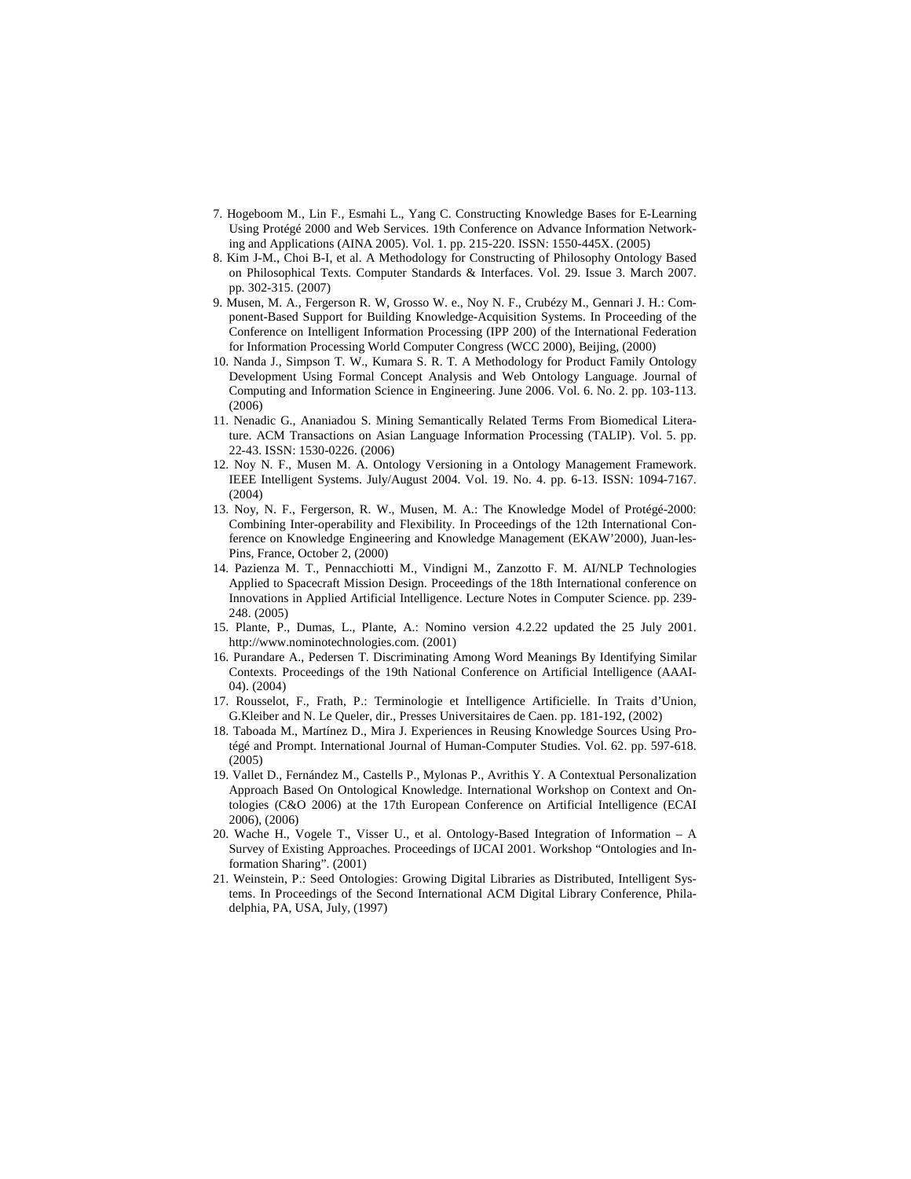7. Hogeboom M., Lin F., Esmahi L., Yang C. Constructing Knowledge Bases for E-Learning Using Protégé 2000 and Web Services. 19th Conference on Advance Information Networking and Applications (AINA 2005). Vol. 1. pp. 215-220. ISSN: 1550-445X. (2005)
8. Kim J-M., Choi B-I, et al. A Methodology for Constructing of Philosophy Ontology Based on Philosophical Texts. Computer Standards & Interfaces. Vol. 29. Issue 3. March 2007. pp. 302-315. (2007)
9. Musen, M. A., Fergerson R. W, Grosso W. e., Noy N. F., Crubézy M., Gennari J. H.: Component-Based Support for Building Knowledge-Acquisition Systems. In Proceeding of the Conference on Intelligent Information Processing (IPP 200) of the International Federation for Information Processing World Computer Congress (WCC 2000), Beijing, (2000)
10. Nanda J., Simpson T. W., Kumara S. R. T. A Methodology for Product Family Ontology Development Using Formal Concept Analysis and Web Ontology Language. Journal of Computing and Information Science in Engineering. June 2006. Vol. 6. No. 2. pp. 103-113. (2006)
11. Nenadic G., Ananiadou S. Mining Semantically Related Terms From Biomedical Literature. ACM Transactions on Asian Language Information Processing (TALIP). Vol. 5. pp. 22-43. ISSN: 1530-0226. (2006)
12. Noy N. F., Musen M. A. Ontology Versioning in a Ontology Management Framework. IEEE Intelligent Systems. July/August 2004. Vol. 19. No. 4. pp. 6-13. ISSN: 1094-7167. (2004)
13. Noy, N. F., Fergerson, R. W., Musen, M. A.: The Knowledge Model of Protégé-2000: Combining Inter-operability and Flexibility. In Proceedings of the 12th International Conference on Knowledge Engineering and Knowledge Management (EKAW'2000), Juan-les-Pins, France, October 2, (2000)
14. Pazienza M. T., Pennacchiotti M., Vindigni M., Zanzotto F. M. AI/NLP Technologies Applied to Spacecraft Mission Design. Proceedings of the 18th International conference on Innovations in Applied Artificial Intelligence. Lecture Notes in Computer Science. pp. 239-248. (2005)
15. Plante, P., Dumas, L., Plante, A.: Nomino version 4.2.22 updated the 25 July 2001. http://www.nominotechnologies.com. (2001)
16. Purandare A., Pedersen T. Discriminating Among Word Meanings By Identifying Similar Contexts. Proceedings of the 19th National Conference on Artificial Intelligence (AAAI-04). (2004)
17. Rousselot, F., Frath, P.: Terminologie et Intelligence Artificielle. In Traits d'Union, G.Kleiber and N. Le Queler, dir., Presses Universitaires de Caen. pp. 181-192, (2002)
18. Taboada M., Martínez D., Mira J. Experiences in Reusing Knowledge Sources Using Protégé and Prompt. International Journal of Human-Computer Studies. Vol. 62. pp. 597-618. (2005)
19. Vallet D., Fernández M., Castells P., Mylonas P., Avrithis Y. A Contextual Personalization Approach Based On Ontological Knowledge. International Workshop on Context and Ontologies (C&O 2006) at the 17th European Conference on Artificial Intelligence (ECAI 2006), (2006)
20. Wache H., Vogele T., Visser U., et al. Ontology-Based Integration of Information – A Survey of Existing Approaches. Proceedings of IJCAI 2001. Workshop "Ontologies and Information Sharing". (2001)
21. Weinstein, P.: Seed Ontologies: Growing Digital Libraries as Distributed, Intelligent Systems. In Proceedings of the Second International ACM Digital Library Conference, Philadelphia, PA, USA, July, (1997)